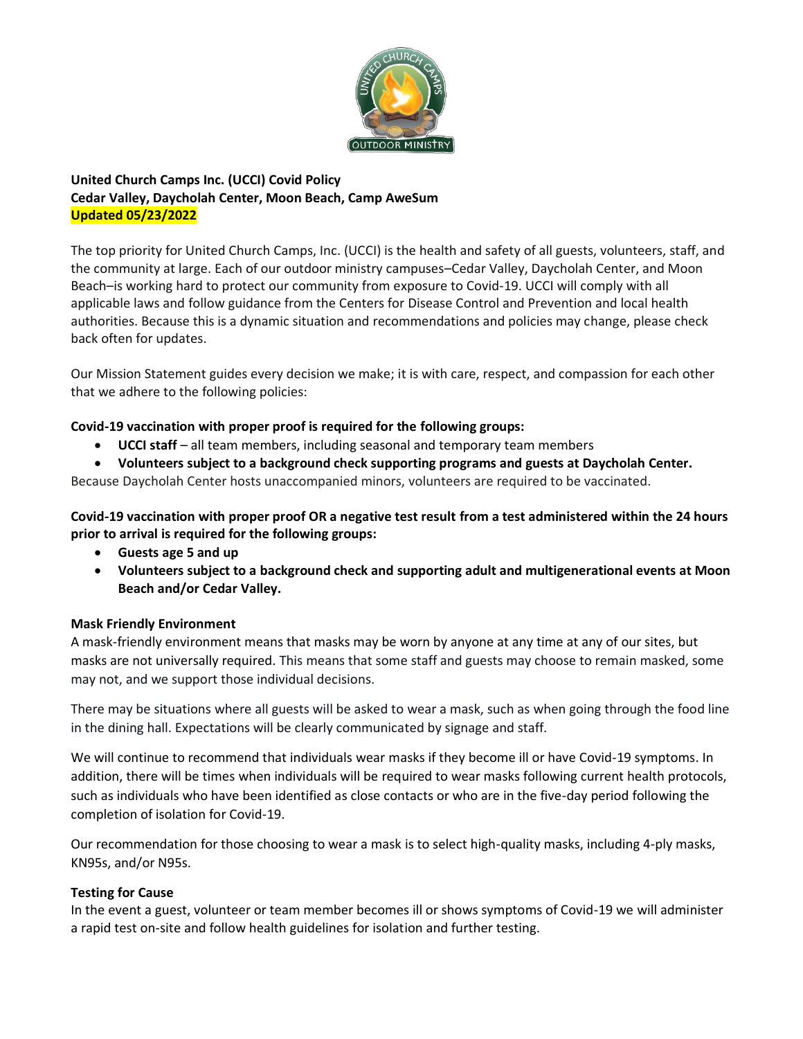**United Church Camps Inc. (UCCI) Covid Policy**
**Cedar Valley, Daycholah Center, Moon Beach, Camp AweSum**
**Updated 05/23/2022**

The top priority for United Church Camps, Inc. (UCCI) is the health and safety of all guests, volunteers, staff, and the community at large. Each of our outdoor ministry campuses–Cedar Valley, Daycholah Center, and Moon Beach–is working hard to protect our community from exposure to Covid-19. UCCI will comply with all applicable laws and follow guidance from the Centers for Disease Control and Prevention and local health authorities. Because this is a dynamic situation and recommendations and policies may change, please check back often for updates.

Our Mission Statement guides every decision we make; it is with care, respect, and compassion for each other that we adhere to the following policies:

**Covid-19 vaccination with proper proof is required for the following groups:**

- **UCCI staff** – all team members, including seasonal and temporary team members
- **Volunteers subject to a background check supporting programs and guests at Daycholah Center.**

Because Daycholah Center hosts unaccompanied minors, volunteers are required to be vaccinated.

**Covid-19 vaccination with proper proof OR a negative test result from a test administered within the 24 hours prior to arrival is required for the following groups:**

- **Guests age 5 and up**
- **Volunteers subject to a background check and supporting adult and multigenerational events at Moon Beach and/or Cedar Valley.**

**Mask Friendly Environment**

A mask-friendly environment means that masks may be worn by anyone at any time at any of our sites, but masks are not universally required. This means that some staff and guests may choose to remain masked, some may not, and we support those individual decisions.

There may be situations where all guests will be asked to wear a mask, such as when going through the food line in the dining hall. Expectations will be clearly communicated by signage and staff.

We will continue to recommend that individuals wear masks if they become ill or have Covid-19 symptoms. In addition, there will be times when individuals will be required to wear masks following current health protocols, such as individuals who have been identified as close contacts or who are in the five-day period following the completion of isolation for Covid-19.

Our recommendation for those choosing to wear a mask is to select high-quality masks, including 4-ply masks, KN95s, and/or N95s.

**Testing for Cause**

In the event a guest, volunteer or team member becomes ill or shows symptoms of Covid-19 we will administer a rapid test on-site and follow health guidelines for isolation and further testing.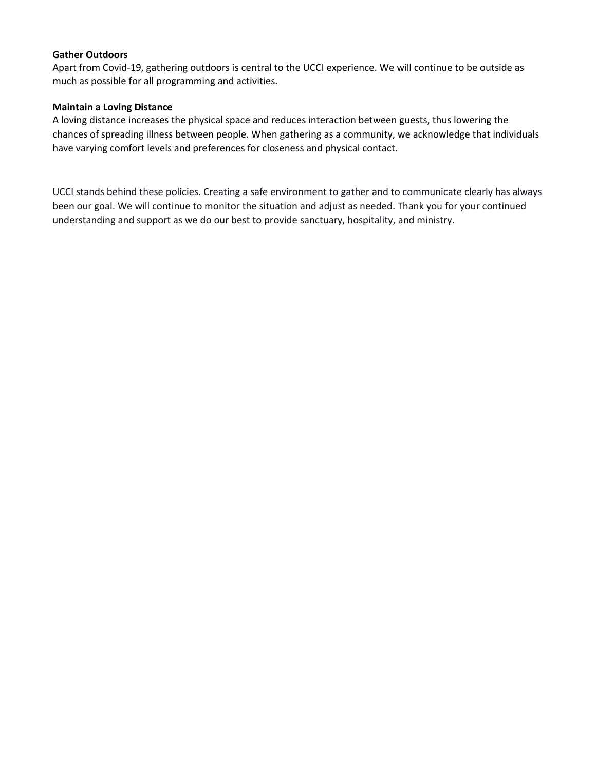**Gather Outdoors**
Apart from Covid-19, gathering outdoors is central to the UCCI experience. We will continue to be outside as much as possible for all programming and activities.

**Maintain a Loving Distance**
A loving distance increases the physical space and reduces interaction between guests, thus lowering the chances of spreading illness between people. When gathering as a community, we acknowledge that individuals have varying comfort levels and preferences for closeness and physical contact.

UCCI stands behind these policies. Creating a safe environment to gather and to communicate clearly has always been our goal. We will continue to monitor the situation and adjust as needed. Thank you for your continued understanding and support as we do our best to provide sanctuary, hospitality, and ministry.